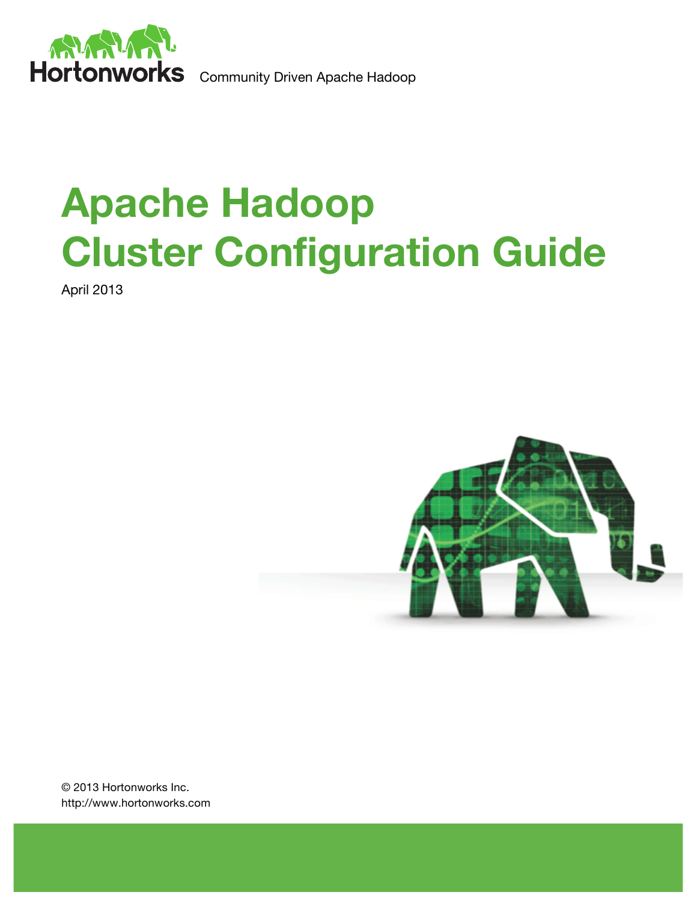Hortonworks Community Driven Apache Hadoop

# Apache Hadoop Cluster Configuration Guide

April 2013

© 2013 Hortonworks Inc.
http://www.hortonworks.com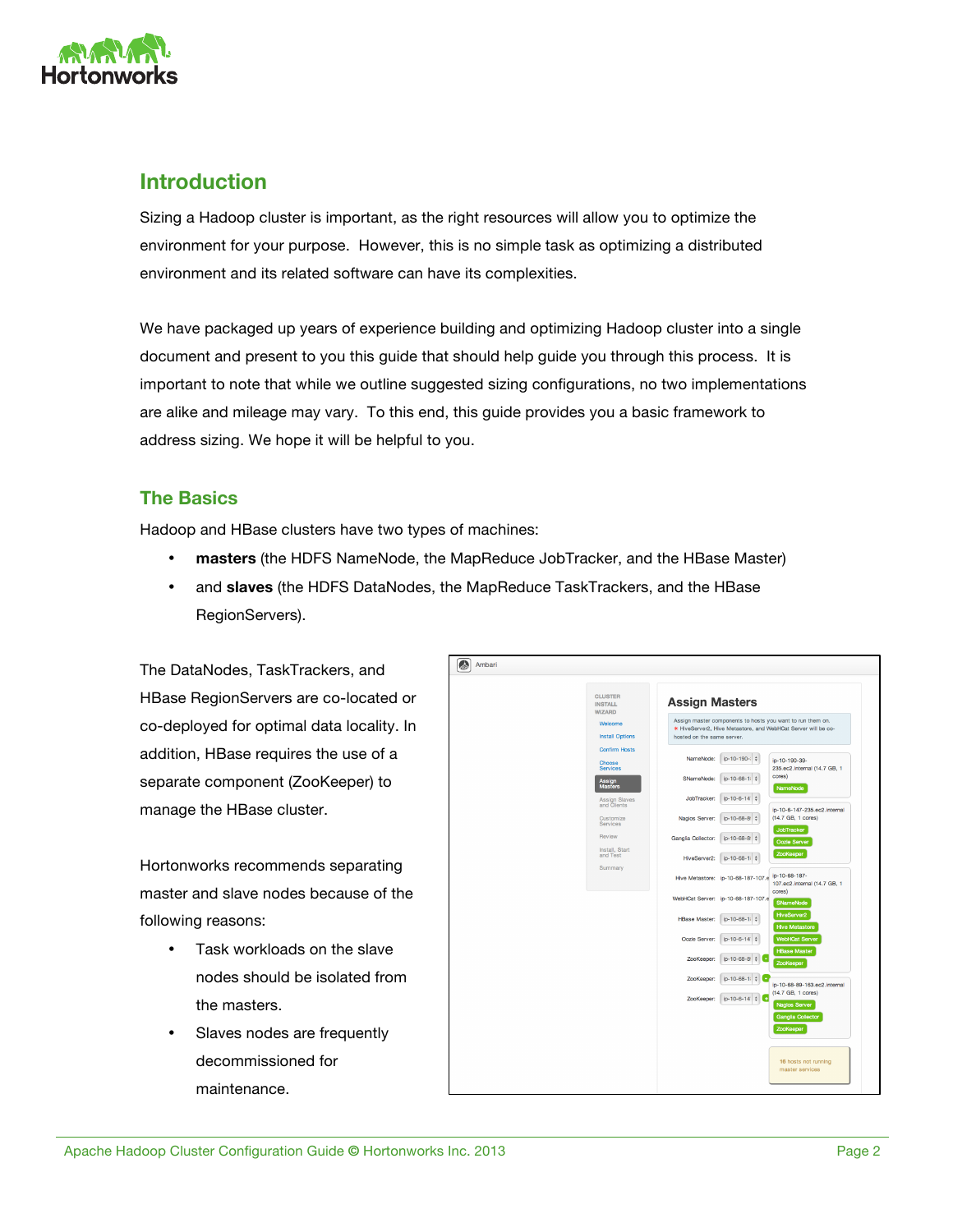## Introduction

Sizing a Hadoop cluster is important, as the right resources will allow you to optimize the environment for your purpose. However, this is no simple task as optimizing a distributed environment and its related software can have its complexities.

We have packaged up years of experience building and optimizing Hadoop cluster into a single document and present to you this guide that should help guide you through this process. It is important to note that while we outline suggested sizing configurations, no two implementations are alike and mileage may vary. To this end, this guide provides you a basic framework to address sizing. We hope it will be helpful to you.

## The Basics

Hadoop and HBase clusters have two types of machines:

- **masters** (the HDFS NameNode, the MapReduce JobTracker, and the HBase Master)
- and **slaves** (the HDFS DataNodes, the MapReduce TaskTrackers, and the HBase RegionServers).

The DataNodes, TaskTrackers, and HBase RegionServers are co-located or co-deployed for optimal data locality. In addition, HBase requires the use of a separate component (ZooKeeper) to manage the HBase cluster.

Hortonworks recommends separating master and slave nodes because of the following reasons:

- Task workloads on the slave nodes should be isolated from the masters.
- Slaves nodes are frequently decommissioned for maintenance.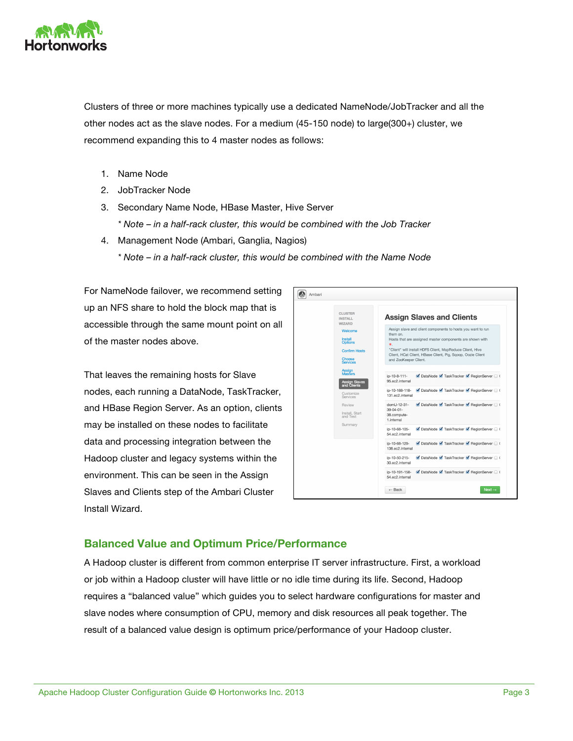Clusters of three or more machines typically use a dedicated NameNode/JobTracker and all the other nodes act as the slave nodes. For a medium (45-150 node) to large(300+) cluster, we recommend expanding this to 4 master nodes as follows:

1. Name Node
2. JobTracker Node
3. Secondary Name Node, HBase Master, Hive Server

   *\* Note – in a half-rack cluster, this would be combined with the Job Tracker*
4. Management Node (Ambari, Ganglia, Nagios)

   *\* Note – in a half-rack cluster, this would be combined with the Name Node*

For NameNode failover, we recommend setting up an NFS share to hold the block map that is accessible through the same mount point on all of the master nodes above.

That leaves the remaining hosts for Slave nodes, each running a DataNode, TaskTracker, and HBase Region Server. As an option, clients may be installed on these nodes to facilitate data and processing integration between the Hadoop cluster and legacy systems within the environment. This can be seen in the Assign Slaves and Clients step of the Ambari Cluster Install Wizard.

## Balanced Value and Optimum Price/Performance

A Hadoop cluster is different from common enterprise IT server infrastructure. First, a workload or job within a Hadoop cluster will have little or no idle time during its life. Second, Hadoop requires a “balanced value” which guides you to select hardware configurations for master and slave nodes where consumption of CPU, memory and disk resources all peak together. The result of a balanced value design is optimum price/performance of your Hadoop cluster.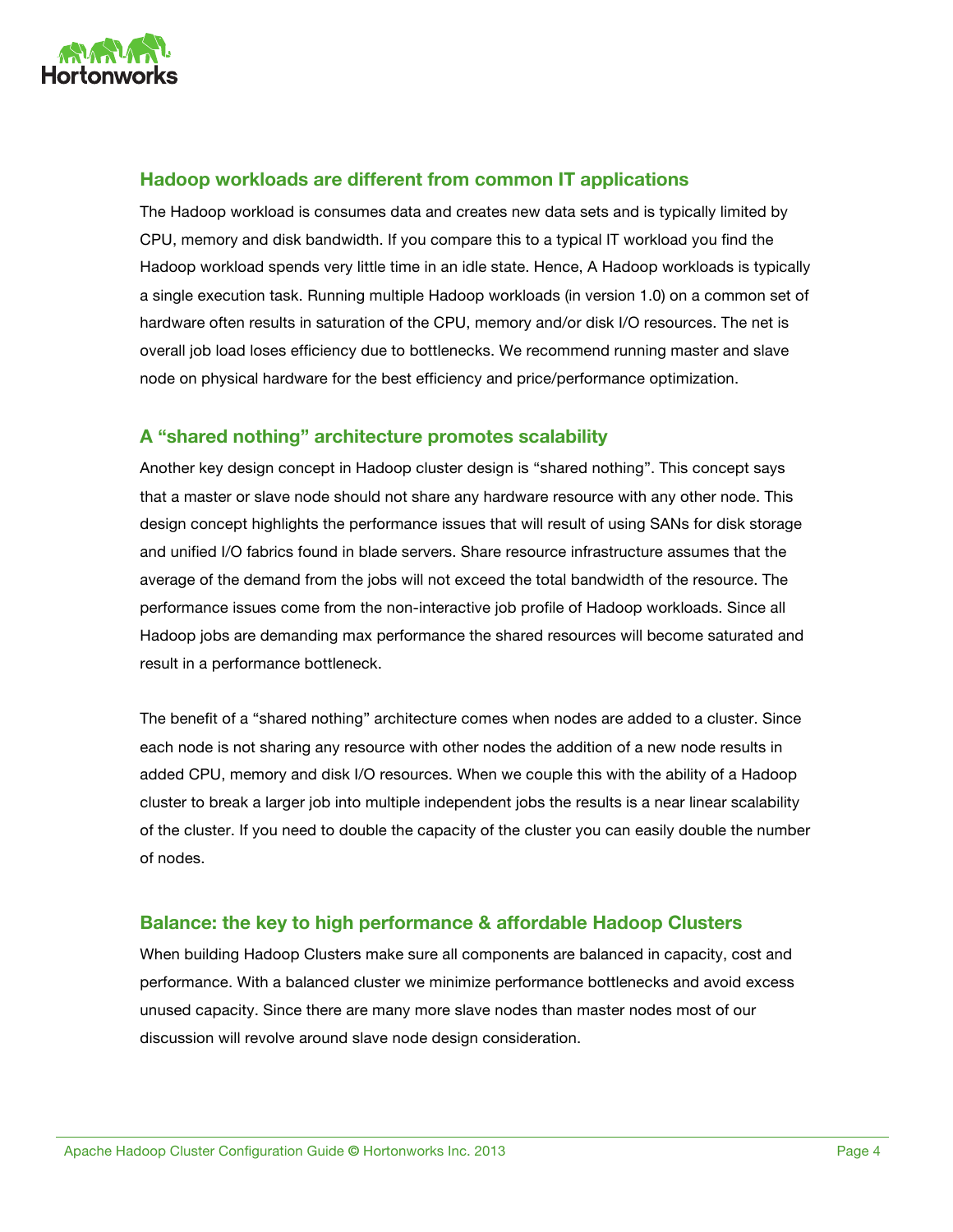## Hadoop workloads are different from common IT applications

The Hadoop workload is consumes data and creates new data sets and is typically limited by CPU, memory and disk bandwidth. If you compare this to a typical IT workload you find the Hadoop workload spends very little time in an idle state. Hence, A Hadoop workloads is typically a single execution task. Running multiple Hadoop workloads (in version 1.0) on a common set of hardware often results in saturation of the CPU, memory and/or disk I/O resources. The net is overall job load loses efficiency due to bottlenecks. We recommend running master and slave node on physical hardware for the best efficiency and price/performance optimization.

## A "shared nothing" architecture promotes scalability

Another key design concept in Hadoop cluster design is "shared nothing". This concept says that a master or slave node should not share any hardware resource with any other node. This design concept highlights the performance issues that will result of using SANs for disk storage and unified I/O fabrics found in blade servers. Share resource infrastructure assumes that the average of the demand from the jobs will not exceed the total bandwidth of the resource. The performance issues come from the non-interactive job profile of Hadoop workloads. Since all Hadoop jobs are demanding max performance the shared resources will become saturated and result in a performance bottleneck.

The benefit of a "shared nothing" architecture comes when nodes are added to a cluster. Since each node is not sharing any resource with other nodes the addition of a new node results in added CPU, memory and disk I/O resources. When we couple this with the ability of a Hadoop cluster to break a larger job into multiple independent jobs the results is a near linear scalability of the cluster. If you need to double the capacity of the cluster you can easily double the number of nodes.

## Balance: the key to high performance & affordable Hadoop Clusters

When building Hadoop Clusters make sure all components are balanced in capacity, cost and performance. With a balanced cluster we minimize performance bottlenecks and avoid excess unused capacity. Since there are many more slave nodes than master nodes most of our discussion will revolve around slave node design consideration.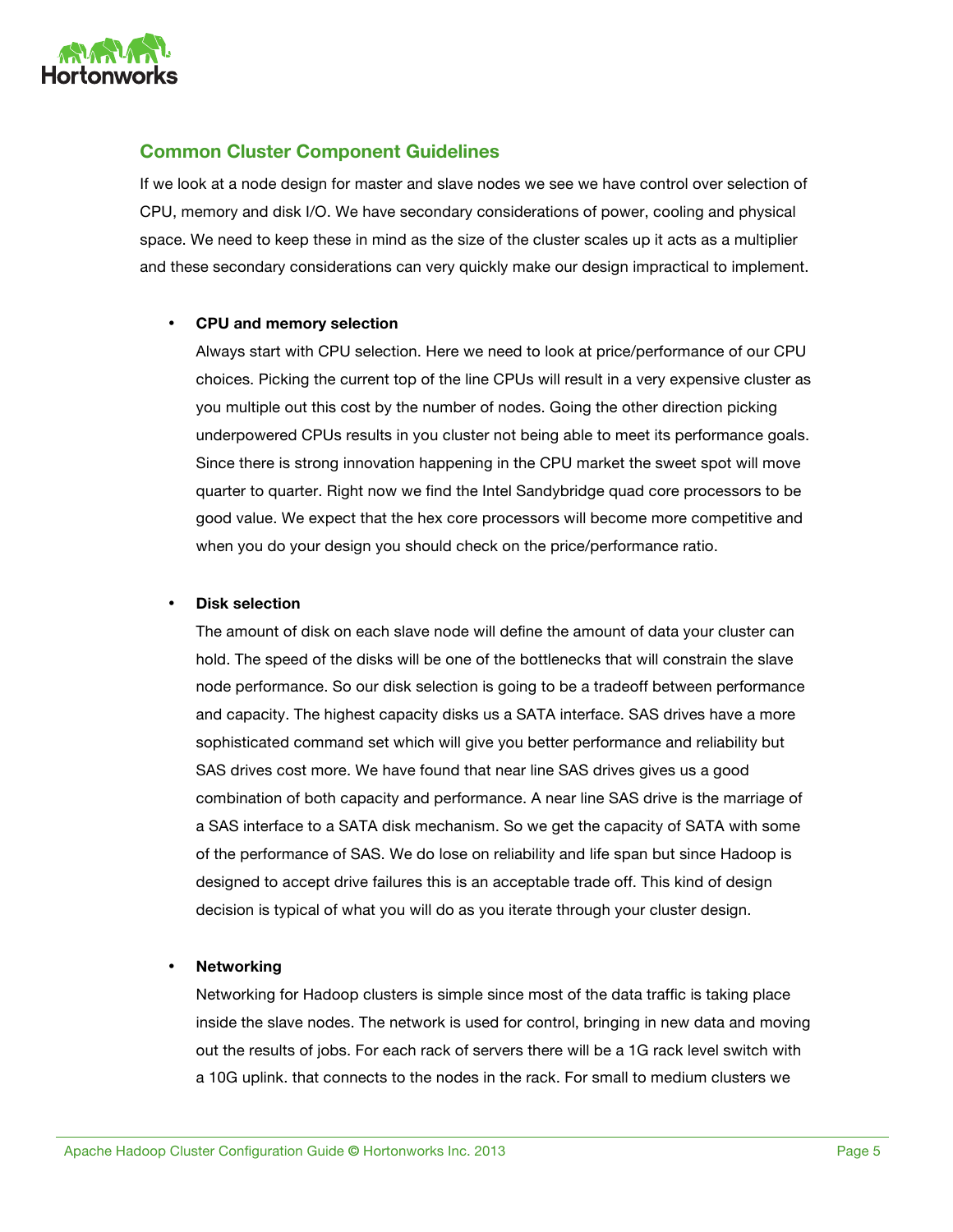## Common Cluster Component Guidelines

If we look at a node design for master and slave nodes we see we have control over selection of CPU, memory and disk I/O. We have secondary considerations of power, cooling and physical space. We need to keep these in mind as the size of the cluster scales up it acts as a multiplier and these secondary considerations can very quickly make our design impractical to implement.

- **CPU and memory selection**

  Always start with CPU selection. Here we need to look at price/performance of our CPU choices. Picking the current top of the line CPUs will result in a very expensive cluster as you multiple out this cost by the number of nodes. Going the other direction picking underpowered CPUs results in you cluster not being able to meet its performance goals. Since there is strong innovation happening in the CPU market the sweet spot will move quarter to quarter. Right now we find the Intel Sandybridge quad core processors to be good value. We expect that the hex core processors will become more competitive and when you do your design you should check on the price/performance ratio.

- **Disk selection**

  The amount of disk on each slave node will define the amount of data your cluster can hold. The speed of the disks will be one of the bottlenecks that will constrain the slave node performance. So our disk selection is going to be a tradeoff between performance and capacity. The highest capacity disks us a SATA interface. SAS drives have a more sophisticated command set which will give you better performance and reliability but SAS drives cost more. We have found that near line SAS drives gives us a good combination of both capacity and performance. A near line SAS drive is the marriage of a SAS interface to a SATA disk mechanism. So we get the capacity of SATA with some of the performance of SAS. We do lose on reliability and life span but since Hadoop is designed to accept drive failures this is an acceptable trade off. This kind of design decision is typical of what you will do as you iterate through your cluster design.

- **Networking**

  Networking for Hadoop clusters is simple since most of the data traffic is taking place inside the slave nodes. The network is used for control, bringing in new data and moving out the results of jobs. For each rack of servers there will be a 1G rack level switch with a 10G uplink. that connects to the nodes in the rack. For small to medium clusters we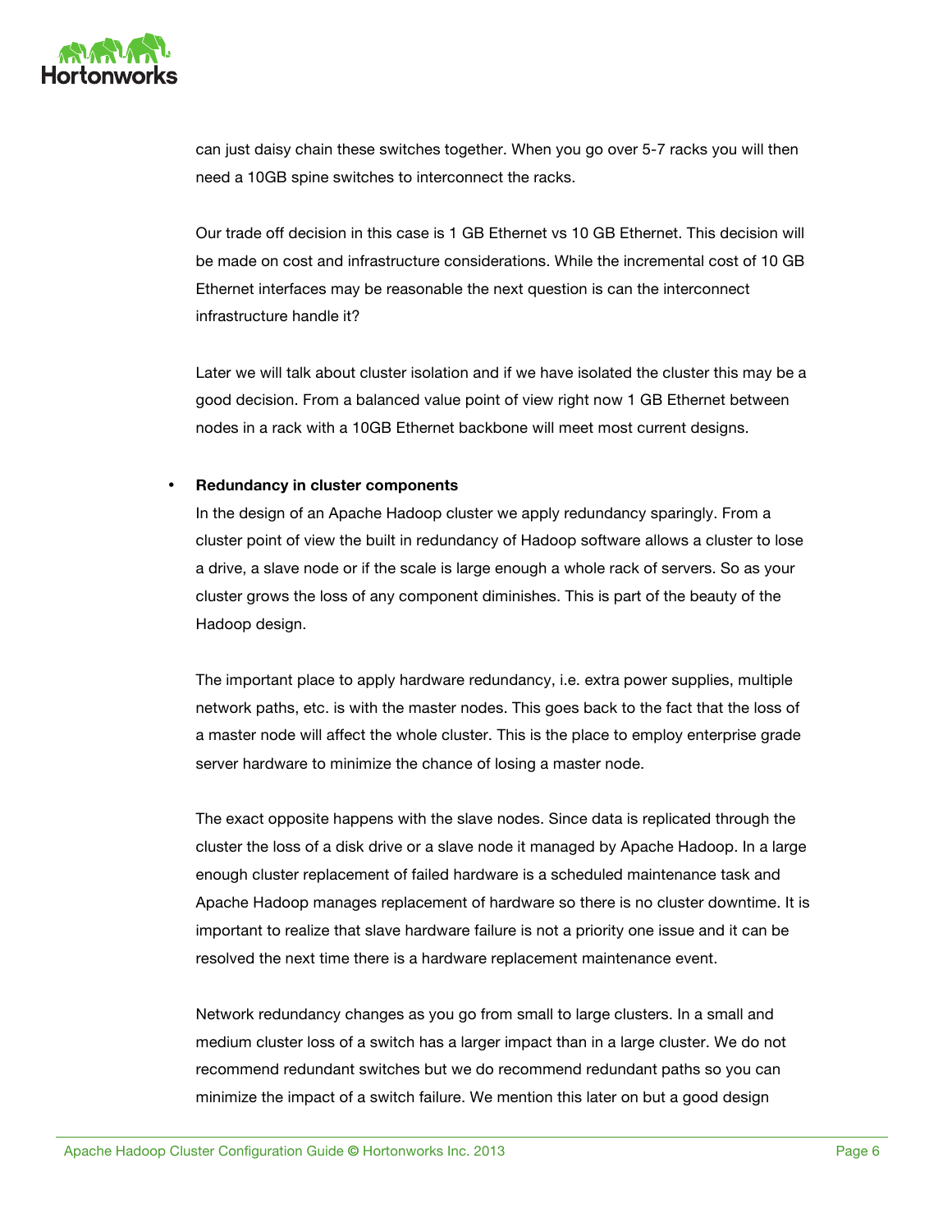can just daisy chain these switches together. When you go over 5-7 racks you will then need a 10GB spine switches to interconnect the racks.

Our trade off decision in this case is 1 GB Ethernet vs 10 GB Ethernet. This decision will be made on cost and infrastructure considerations. While the incremental cost of 10 GB Ethernet interfaces may be reasonable the next question is can the interconnect infrastructure handle it?

Later we will talk about cluster isolation and if we have isolated the cluster this may be a good decision. From a balanced value point of view right now 1 GB Ethernet between nodes in a rack with a 10GB Ethernet backbone will meet most current designs.

- **Redundancy in cluster components**

  In the design of an Apache Hadoop cluster we apply redundancy sparingly. From a cluster point of view the built in redundancy of Hadoop software allows a cluster to lose a drive, a slave node or if the scale is large enough a whole rack of servers. So as your cluster grows the loss of any component diminishes. This is part of the beauty of the Hadoop design.

  The important place to apply hardware redundancy, i.e. extra power supplies, multiple network paths, etc. is with the master nodes. This goes back to the fact that the loss of a master node will affect the whole cluster. This is the place to employ enterprise grade server hardware to minimize the chance of losing a master node.

  The exact opposite happens with the slave nodes. Since data is replicated through the cluster the loss of a disk drive or a slave node it managed by Apache Hadoop. In a large enough cluster replacement of failed hardware is a scheduled maintenance task and Apache Hadoop manages replacement of hardware so there is no cluster downtime. It is important to realize that slave hardware failure is not a priority one issue and it can be resolved the next time there is a hardware replacement maintenance event.

  Network redundancy changes as you go from small to large clusters. In a small and medium cluster loss of a switch has a larger impact than in a large cluster. We do not recommend redundant switches but we do recommend redundant paths so you can minimize the impact of a switch failure. We mention this later on but a good design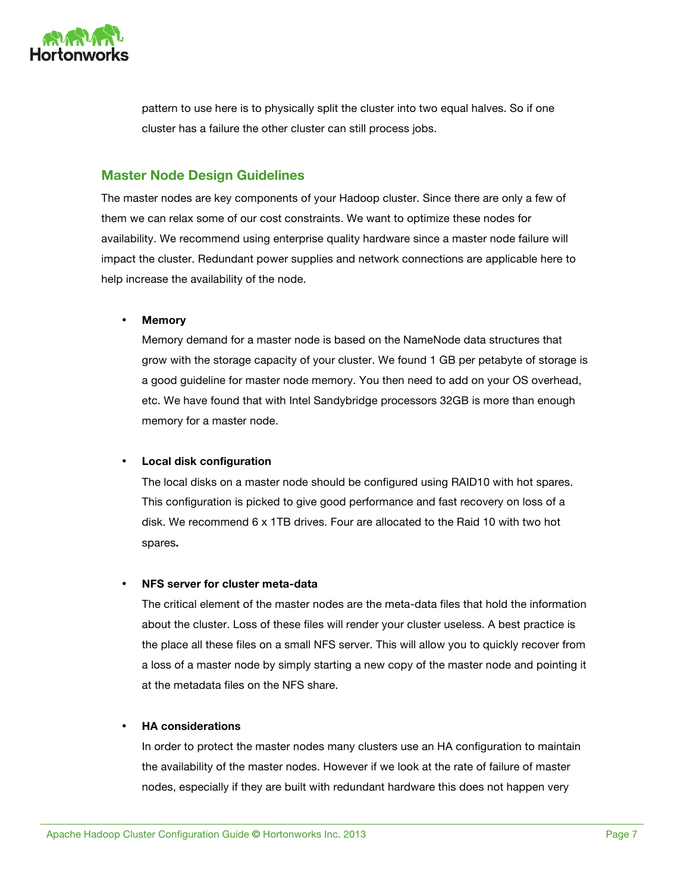pattern to use here is to physically split the cluster into two equal halves. So if one cluster has a failure the other cluster can still process jobs.

## Master Node Design Guidelines

The master nodes are key components of your Hadoop cluster. Since there are only a few of them we can relax some of our cost constraints. We want to optimize these nodes for availability. We recommend using enterprise quality hardware since a master node failure will impact the cluster. Redundant power supplies and network connections are applicable here to help increase the availability of the node.

- **Memory**

  Memory demand for a master node is based on the NameNode data structures that grow with the storage capacity of your cluster. We found 1 GB per petabyte of storage is a good guideline for master node memory. You then need to add on your OS overhead, etc. We have found that with Intel Sandybridge processors 32GB is more than enough memory for a master node.

- **Local disk configuration**

  The local disks on a master node should be configured using RAID10 with hot spares. This configuration is picked to give good performance and fast recovery on loss of a disk. We recommend 6 x 1TB drives. Four are allocated to the Raid 10 with two hot spares**.**

- **NFS server for cluster meta-data**

  The critical element of the master nodes are the meta-data files that hold the information about the cluster. Loss of these files will render your cluster useless. A best practice is the place all these files on a small NFS server. This will allow you to quickly recover from a loss of a master node by simply starting a new copy of the master node and pointing it at the metadata files on the NFS share.

- **HA considerations**

  In order to protect the master nodes many clusters use an HA configuration to maintain the availability of the master nodes. However if we look at the rate of failure of master nodes, especially if they are built with redundant hardware this does not happen very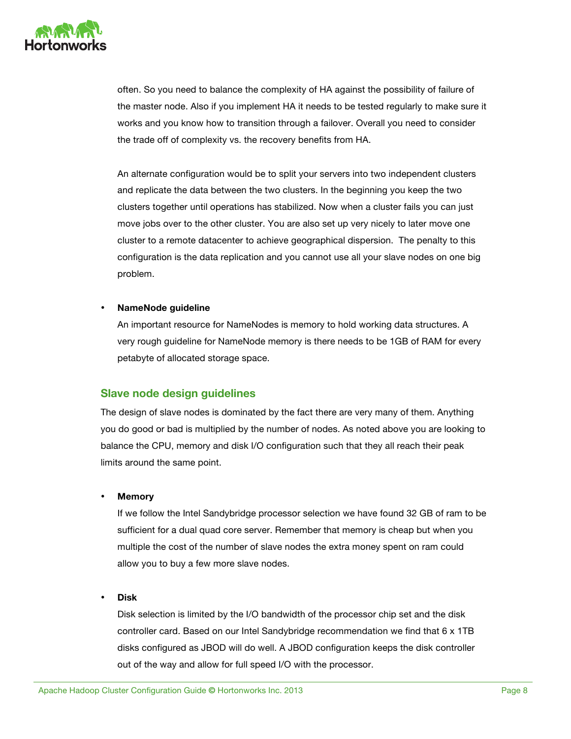often. So you need to balance the complexity of HA against the possibility of failure of the master node. Also if you implement HA it needs to be tested regularly to make sure it works and you know how to transition through a failover. Overall you need to consider the trade off of complexity vs. the recovery benefits from HA.

An alternate configuration would be to split your servers into two independent clusters and replicate the data between the two clusters. In the beginning you keep the two clusters together until operations has stabilized. Now when a cluster fails you can just move jobs over to the other cluster. You are also set up very nicely to later move one cluster to a remote datacenter to achieve geographical dispersion. The penalty to this configuration is the data replication and you cannot use all your slave nodes on one big problem.

- **NameNode guideline**

  An important resource for NameNodes is memory to hold working data structures. A very rough guideline for NameNode memory is there needs to be 1GB of RAM for every petabyte of allocated storage space.

## Slave node design guidelines

The design of slave nodes is dominated by the fact there are very many of them. Anything you do good or bad is multiplied by the number of nodes. As noted above you are looking to balance the CPU, memory and disk I/O configuration such that they all reach their peak limits around the same point.

- **Memory**

  If we follow the Intel Sandybridge processor selection we have found 32 GB of ram to be sufficient for a dual quad core server. Remember that memory is cheap but when you multiple the cost of the number of slave nodes the extra money spent on ram could allow you to buy a few more slave nodes.

- **Disk**

  Disk selection is limited by the I/O bandwidth of the processor chip set and the disk controller card. Based on our Intel Sandybridge recommendation we find that 6 x 1TB disks configured as JBOD will do well. A JBOD configuration keeps the disk controller out of the way and allow for full speed I/O with the processor.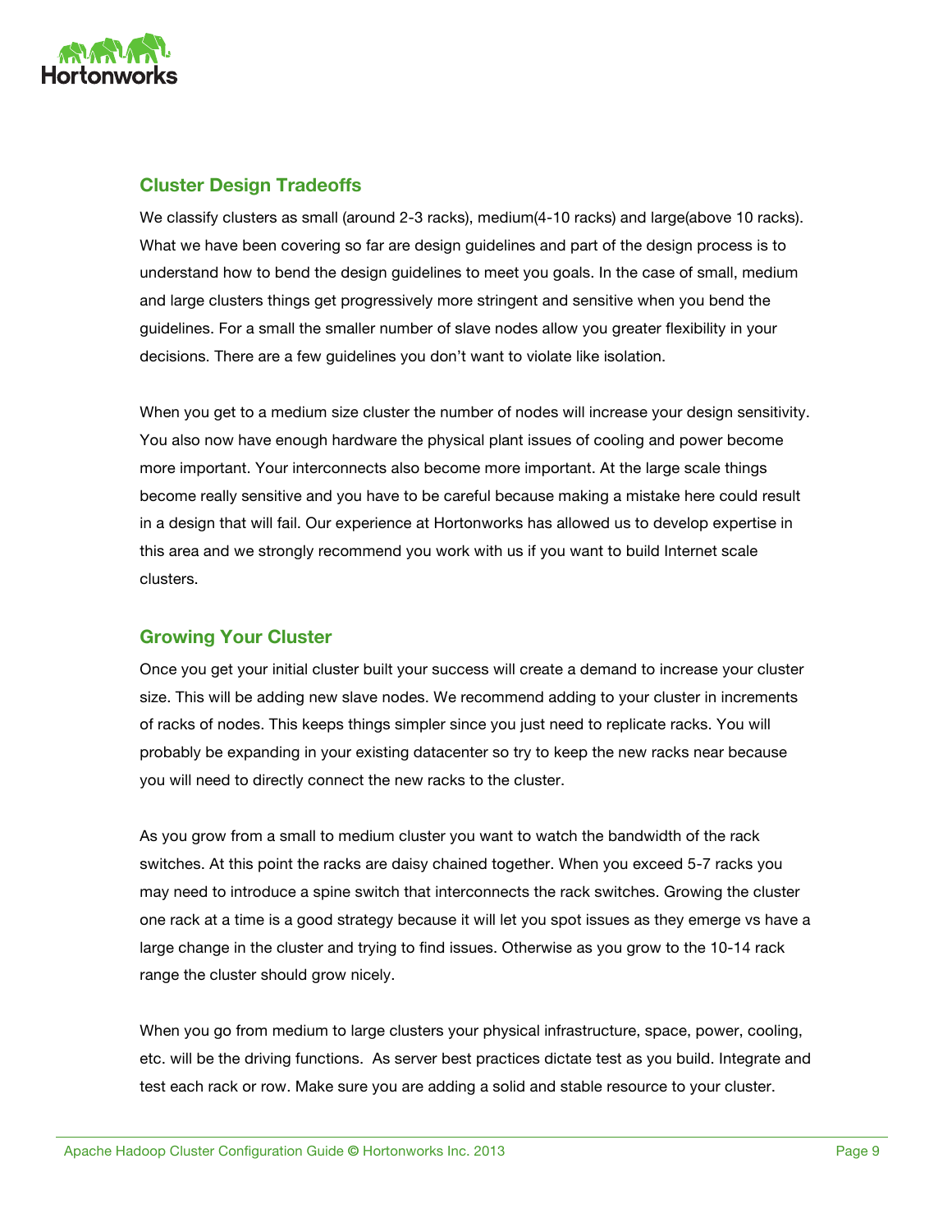## Cluster Design Tradeoffs

We classify clusters as small (around 2-3 racks), medium(4-10 racks) and large(above 10 racks). What we have been covering so far are design guidelines and part of the design process is to understand how to bend the design guidelines to meet you goals. In the case of small, medium and large clusters things get progressively more stringent and sensitive when you bend the guidelines. For a small the smaller number of slave nodes allow you greater flexibility in your decisions. There are a few guidelines you don't want to violate like isolation.

When you get to a medium size cluster the number of nodes will increase your design sensitivity. You also now have enough hardware the physical plant issues of cooling and power become more important. Your interconnects also become more important. At the large scale things become really sensitive and you have to be careful because making a mistake here could result in a design that will fail. Our experience at Hortonworks has allowed us to develop expertise in this area and we strongly recommend you work with us if you want to build Internet scale clusters.

## Growing Your Cluster

Once you get your initial cluster built your success will create a demand to increase your cluster size. This will be adding new slave nodes. We recommend adding to your cluster in increments of racks of nodes. This keeps things simpler since you just need to replicate racks. You will probably be expanding in your existing datacenter so try to keep the new racks near because you will need to directly connect the new racks to the cluster.

As you grow from a small to medium cluster you want to watch the bandwidth of the rack switches. At this point the racks are daisy chained together. When you exceed 5-7 racks you may need to introduce a spine switch that interconnects the rack switches. Growing the cluster one rack at a time is a good strategy because it will let you spot issues as they emerge vs have a large change in the cluster and trying to find issues. Otherwise as you grow to the 10-14 rack range the cluster should grow nicely.

When you go from medium to large clusters your physical infrastructure, space, power, cooling, etc. will be the driving functions. As server best practices dictate test as you build. Integrate and test each rack or row. Make sure you are adding a solid and stable resource to your cluster.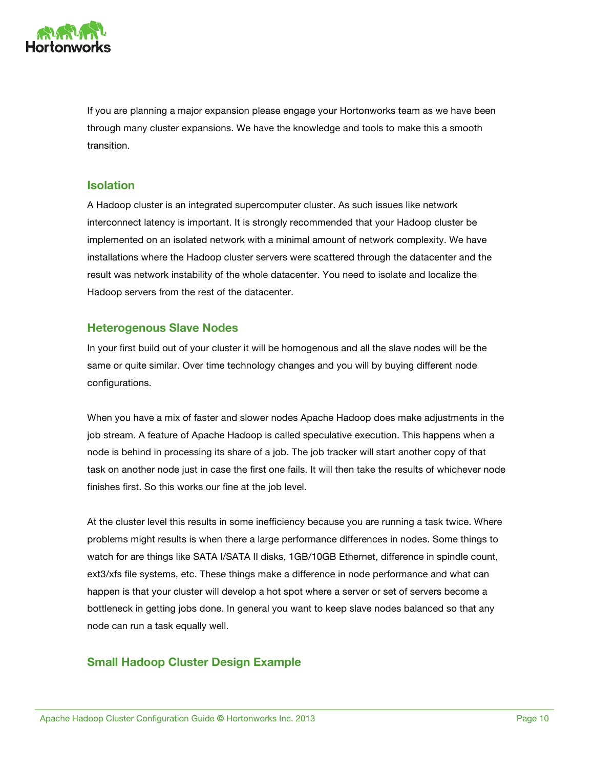If you are planning a major expansion please engage your Hortonworks team as we have been through many cluster expansions. We have the knowledge and tools to make this a smooth transition.

## Isolation

A Hadoop cluster is an integrated supercomputer cluster. As such issues like network interconnect latency is important. It is strongly recommended that your Hadoop cluster be implemented on an isolated network with a minimal amount of network complexity. We have installations where the Hadoop cluster servers were scattered through the datacenter and the result was network instability of the whole datacenter. You need to isolate and localize the Hadoop servers from the rest of the datacenter.

## Heterogenous Slave Nodes

In your first build out of your cluster it will be homogenous and all the slave nodes will be the same or quite similar. Over time technology changes and you will by buying different node configurations.

When you have a mix of faster and slower nodes Apache Hadoop does make adjustments in the job stream. A feature of Apache Hadoop is called speculative execution. This happens when a node is behind in processing its share of a job. The job tracker will start another copy of that task on another node just in case the first one fails. It will then take the results of whichever node finishes first. So this works our fine at the job level.

At the cluster level this results in some inefficiency because you are running a task twice. Where problems might results is when there a large performance differences in nodes. Some things to watch for are things like SATA I/SATA II disks, 1GB/10GB Ethernet, difference in spindle count, ext3/xfs file systems, etc. These things make a difference in node performance and what can happen is that your cluster will develop a hot spot where a server or set of servers become a bottleneck in getting jobs done. In general you want to keep slave nodes balanced so that any node can run a task equally well.

## Small Hadoop Cluster Design Example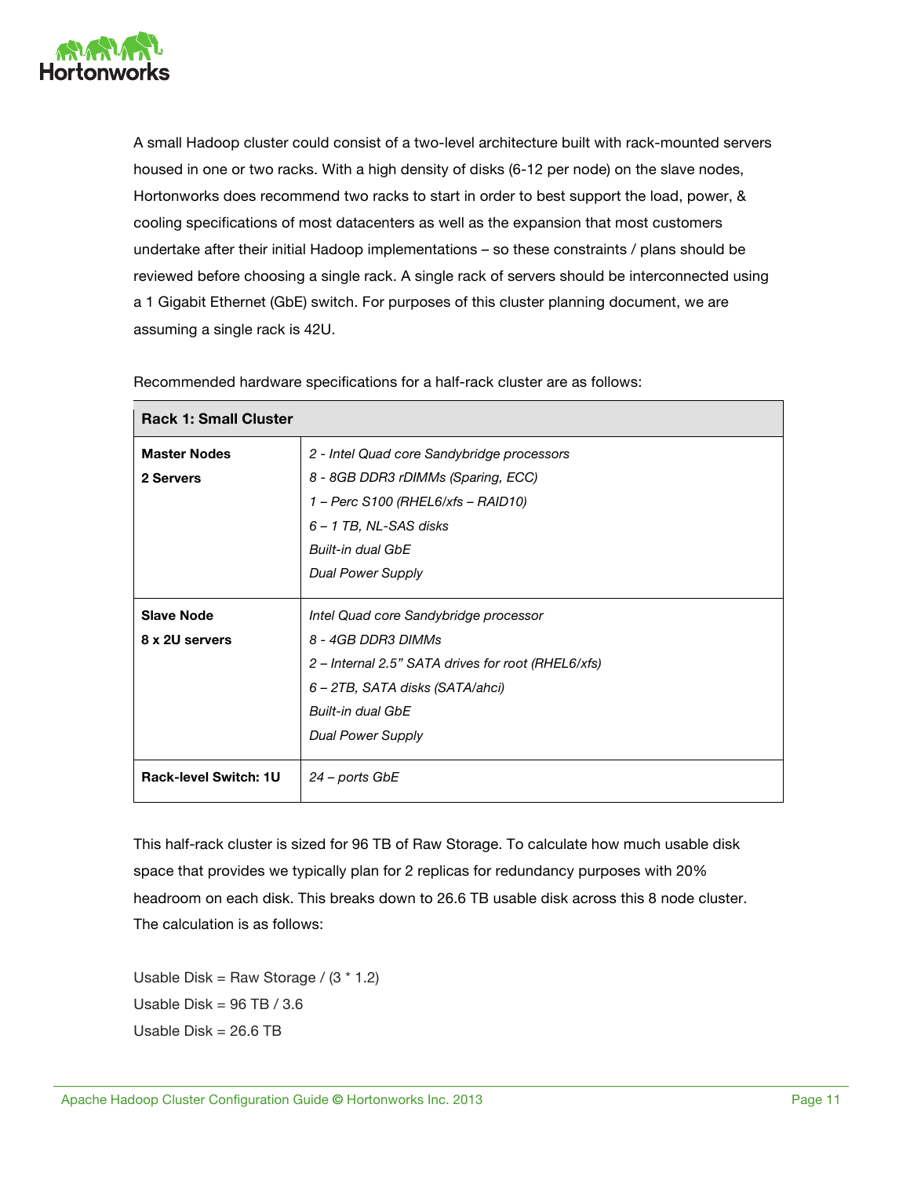A small Hadoop cluster could consist of a two-level architecture built with rack-mounted servers housed in one or two racks. With a high density of disks (6-12 per node) on the slave nodes, Hortonworks does recommend two racks to start in order to best support the load, power, & cooling specifications of most datacenters as well as the expansion that most customers undertake after their initial Hadoop implementations – so these constraints / plans should be reviewed before choosing a single rack. A single rack of servers should be interconnected using a 1 Gigabit Ethernet (GbE) switch. For purposes of this cluster planning document, we are assuming a single rack is 42U.

Recommended hardware specifications for a half-rack cluster are as follows:

| **Rack 1: Small Cluster** | |
|---|---|
| **Master Nodes**<br>**2 Servers** | *2 - Intel Quad core Sandybridge processors*<br>*8 - 8GB DDR3 rDIMMs (Sparing, ECC)*<br>*1 – Perc S100 (RHEL6/xfs – RAID10)*<br>*6 – 1 TB, NL-SAS disks*<br>*Built-in dual GbE*<br>*Dual Power Supply* |
| **Slave Node**<br>**8 x 2U servers** | *Intel Quad core Sandybridge processor*<br>*8 - 4GB DDR3 DIMMs*<br>*2 – Internal 2.5" SATA drives for root (RHEL6/xfs)*<br>*6 – 2TB, SATA disks (SATA/ahci)*<br>*Built-in dual GbE*<br>*Dual Power Supply* |
| **Rack-level Switch: 1U** | *24 – ports GbE* |

This half-rack cluster is sized for 96 TB of Raw Storage. To calculate how much usable disk space that provides we typically plan for 2 replicas for redundancy purposes with 20% headroom on each disk. This breaks down to 26.6 TB usable disk across this 8 node cluster. The calculation is as follows:

Usable Disk = Raw Storage / (3 * 1.2)

Usable Disk = 96 TB / 3.6

Usable Disk = 26.6 TB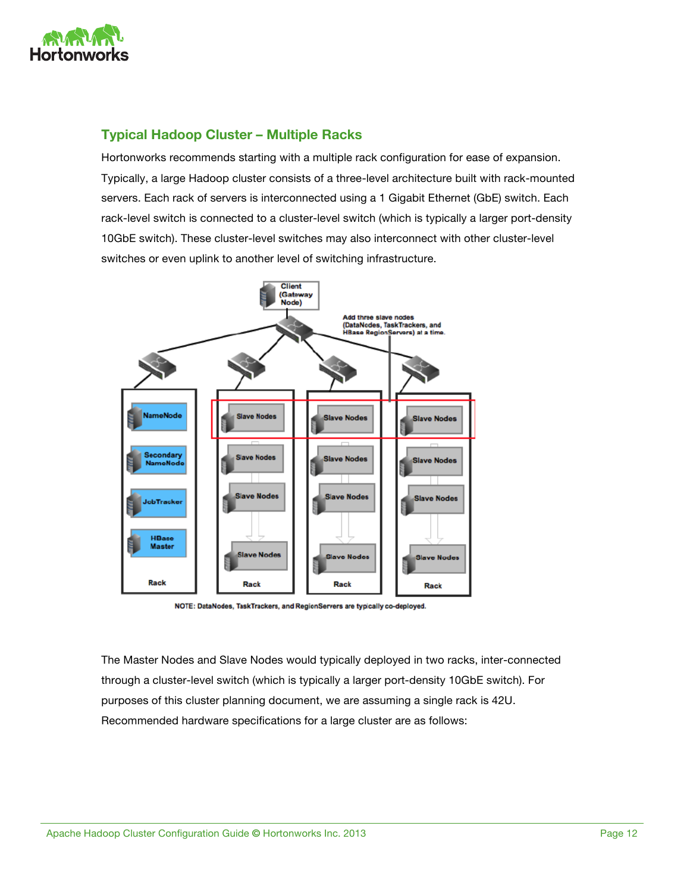## Typical Hadoop Cluster – Multiple Racks

Hortonworks recommends starting with a multiple rack configuration for ease of expansion. Typically, a large Hadoop cluster consists of a three-level architecture built with rack-mounted servers. Each rack of servers is interconnected using a 1 Gigabit Ethernet (GbE) switch. Each rack-level switch is connected to a cluster-level switch (which is typically a larger port-density 10GbE switch). These cluster-level switches may also interconnect with other cluster-level switches or even uplink to another level of switching infrastructure.

NOTE: DataNodes, TaskTrackers, and RegionServers are typically co-deployed.

The Master Nodes and Slave Nodes would typically deployed in two racks, inter-connected through a cluster-level switch (which is typically a larger port-density 10GbE switch). For purposes of this cluster planning document, we are assuming a single rack is 42U. Recommended hardware specifications for a large cluster are as follows: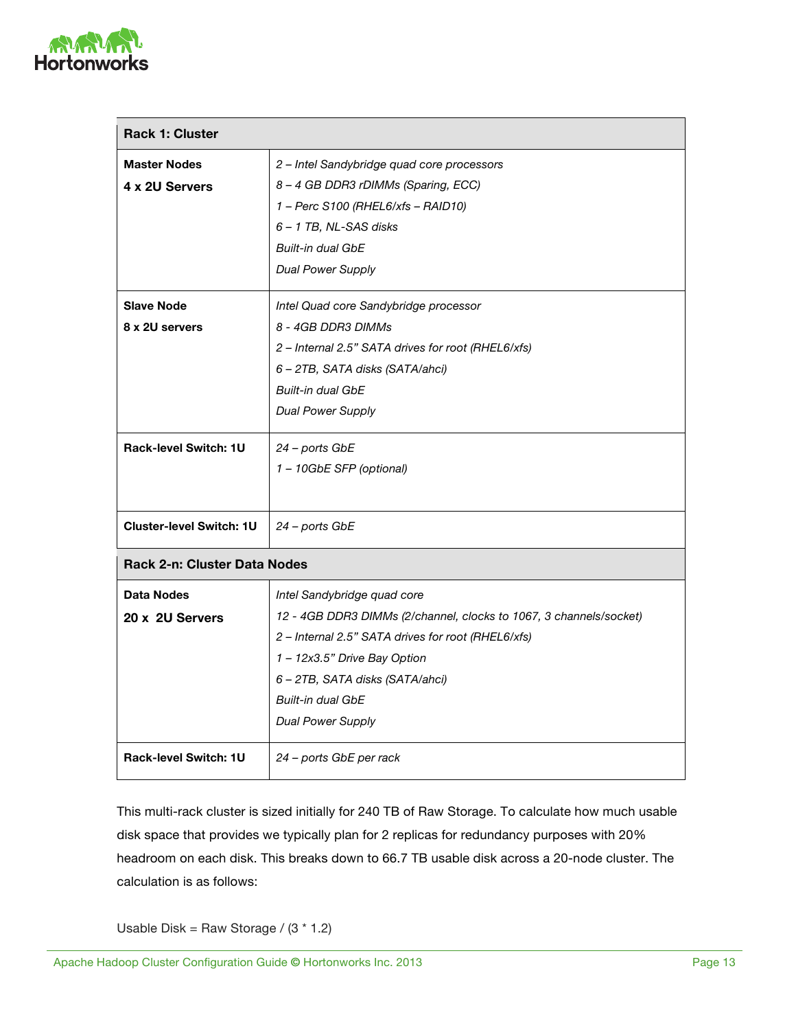| Rack 1: Cluster | |
| --- | --- |
| **Master Nodes**<br>**4 x 2U Servers** | *2 – Intel Sandybridge quad core processors*<br>*8 – 4 GB DDR3 rDIMMs (Sparing, ECC)*<br>*1 – Perc S100 (RHEL6/xfs – RAID10)*<br>*6 – 1 TB, NL-SAS disks*<br>*Built-in dual GbE*<br>*Dual Power Supply* |
| **Slave Node**<br>**8 x 2U servers** | *Intel Quad core Sandybridge processor*<br>*8 - 4GB DDR3 DIMMs*<br>*2 – Internal 2.5" SATA drives for root (RHEL6/xfs)*<br>*6 – 2TB, SATA disks (SATA/ahci)*<br>*Built-in dual GbE*<br>*Dual Power Supply* |
| **Rack-level Switch: 1U** | *24 – ports GbE*<br>*1 – 10GbE SFP (optional)* |
| **Cluster-level Switch: 1U** | *24 – ports GbE* |
| **Rack 2-n: Cluster Data Nodes** | |
| **Data Nodes**<br>**20 x 2U Servers** | *Intel Sandybridge quad core*<br>*12 - 4GB DDR3 DIMMs (2/channel, clocks to 1067, 3 channels/socket)*<br>*2 – Internal 2.5" SATA drives for root (RHEL6/xfs)*<br>*1 – 12x3.5" Drive Bay Option*<br>*6 – 2TB, SATA disks (SATA/ahci)*<br>*Built-in dual GbE*<br>*Dual Power Supply* |
| **Rack-level Switch: 1U** | *24 – ports GbE per rack* |

This multi-rack cluster is sized initially for 240 TB of Raw Storage. To calculate how much usable disk space that provides we typically plan for 2 replicas for redundancy purposes with 20% headroom on each disk. This breaks down to 66.7 TB usable disk across a 20-node cluster. The calculation is as follows:

Usable Disk = Raw Storage / (3 * 1.2)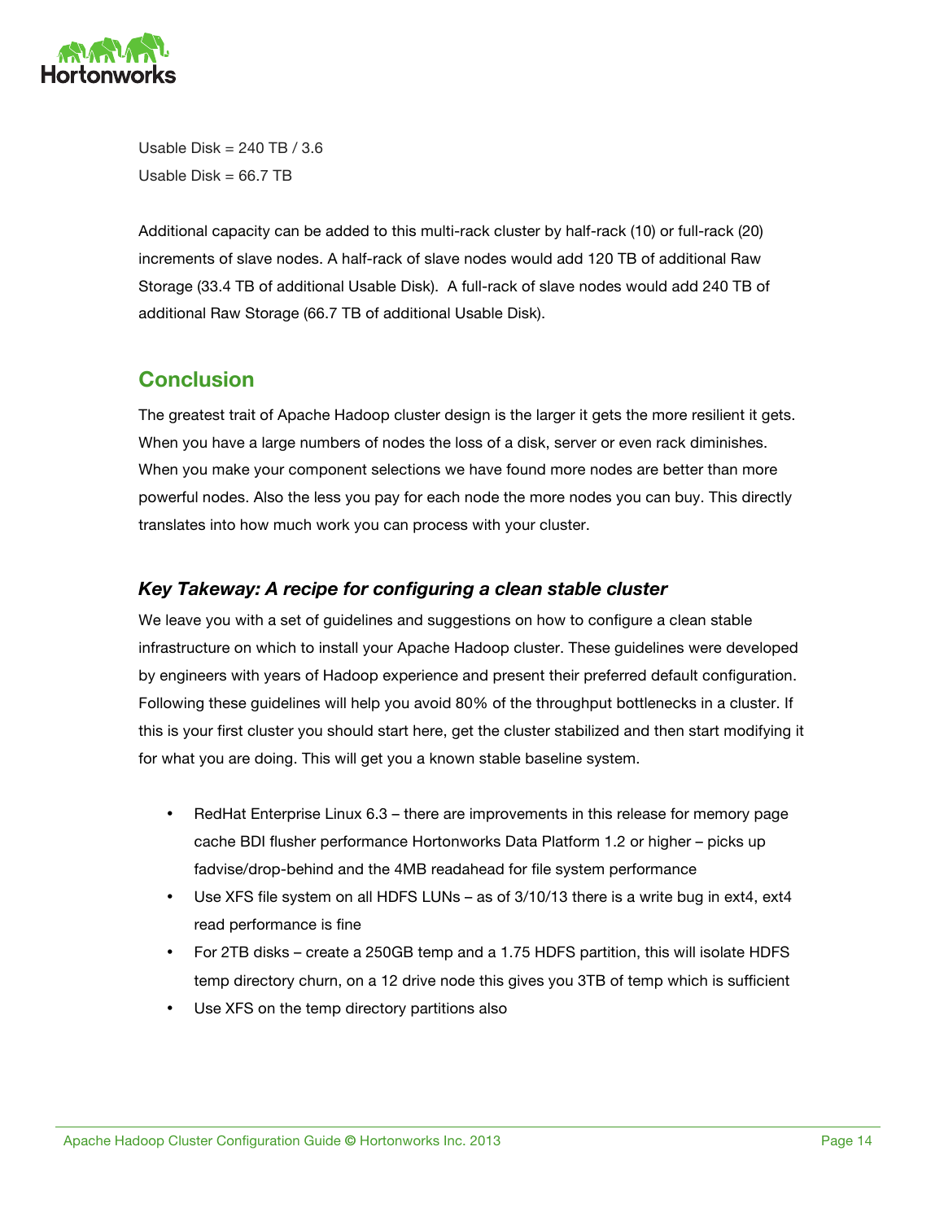Usable Disk = 240 TB / 3.6

Usable Disk = 66.7 TB

Additional capacity can be added to this multi-rack cluster by half-rack (10) or full-rack (20) increments of slave nodes. A half-rack of slave nodes would add 120 TB of additional Raw Storage (33.4 TB of additional Usable Disk). A full-rack of slave nodes would add 240 TB of additional Raw Storage (66.7 TB of additional Usable Disk).

## Conclusion

The greatest trait of Apache Hadoop cluster design is the larger it gets the more resilient it gets. When you have a large numbers of nodes the loss of a disk, server or even rack diminishes. When you make your component selections we have found more nodes are better than more powerful nodes. Also the less you pay for each node the more nodes you can buy. This directly translates into how much work you can process with your cluster.

### *Key Takeway: A recipe for configuring a clean stable cluster*

We leave you with a set of guidelines and suggestions on how to configure a clean stable infrastructure on which to install your Apache Hadoop cluster. These guidelines were developed by engineers with years of Hadoop experience and present their preferred default configuration. Following these guidelines will help you avoid 80% of the throughput bottlenecks in a cluster. If this is your first cluster you should start here, get the cluster stabilized and then start modifying it for what you are doing. This will get you a known stable baseline system.

- RedHat Enterprise Linux 6.3 – there are improvements in this release for memory page cache BDI flusher performance Hortonworks Data Platform 1.2 or higher – picks up fadvise/drop-behind and the 4MB readahead for file system performance
- Use XFS file system on all HDFS LUNs – as of 3/10/13 there is a write bug in ext4, ext4 read performance is fine
- For 2TB disks – create a 250GB temp and a 1.75 HDFS partition, this will isolate HDFS temp directory churn, on a 12 drive node this gives you 3TB of temp which is sufficient
- Use XFS on the temp directory partitions also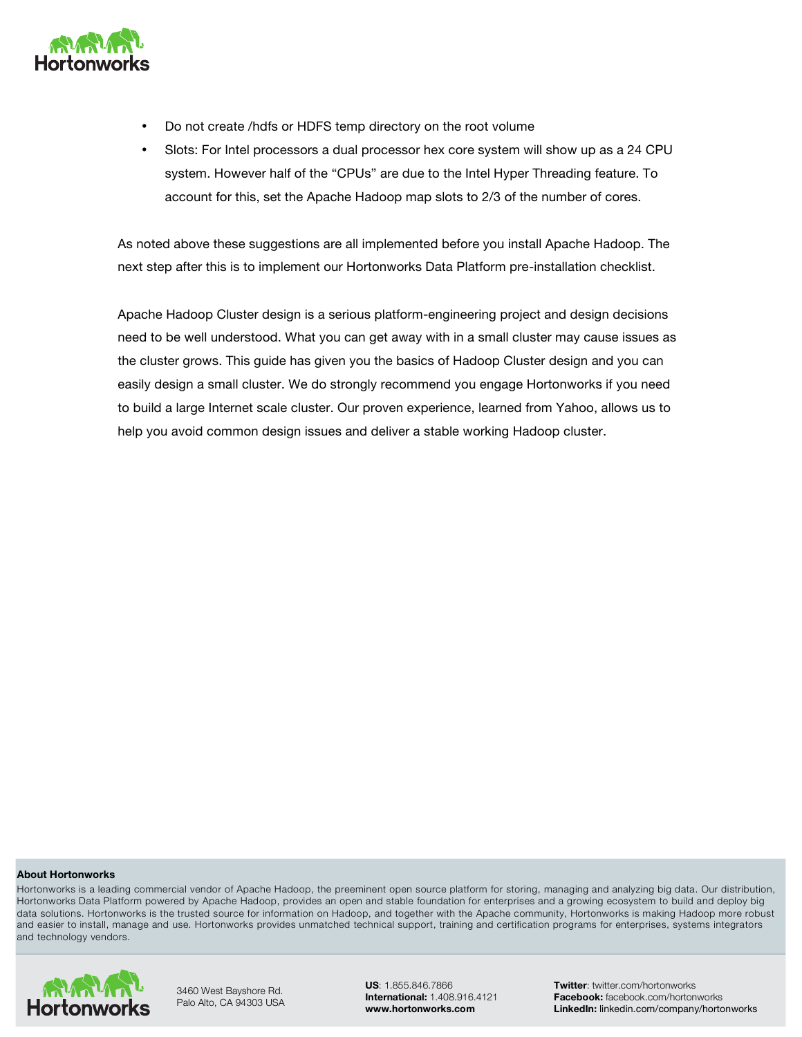- Do not create /hdfs or HDFS temp directory on the root volume
- Slots: For Intel processors a dual processor hex core system will show up as a 24 CPU system. However half of the "CPUs" are due to the Intel Hyper Threading feature. To account for this, set the Apache Hadoop map slots to 2/3 of the number of cores.

As noted above these suggestions are all implemented before you install Apache Hadoop. The next step after this is to implement our Hortonworks Data Platform pre-installation checklist.

Apache Hadoop Cluster design is a serious platform-engineering project and design decisions need to be well understood. What you can get away with in a small cluster may cause issues as the cluster grows. This guide has given you the basics of Hadoop Cluster design and you can easily design a small cluster. We do strongly recommend you engage Hortonworks if you need to build a large Internet scale cluster. Our proven experience, learned from Yahoo, allows us to help you avoid common design issues and deliver a stable working Hadoop cluster.

**About Hortonworks**

Hortonworks is a leading commercial vendor of Apache Hadoop, the preeminent open source platform for storing, managing and analyzing big data. Our distribution, Hortonworks Data Platform powered by Apache Hadoop, provides an open and stable foundation for enterprises and a growing ecosystem to build and deploy big data solutions. Hortonworks is the trusted source for information on Hadoop, and together with the Apache community, Hortonworks is making Hadoop more robust and easier to install, manage and use. Hortonworks provides unmatched technical support, training and certification programs for enterprises, systems integrators and technology vendors.

3460 West Bayshore Rd.
Palo Alto, CA 94303 USA

**US**: 1.855.846.7866
**International:** 1.408.916.4121
**www.hortonworks.com**

**Twitter**: twitter.com/hortonworks
**Facebook:** facebook.com/hortonworks
**LinkedIn:** linkedin.com/company/hortonworks